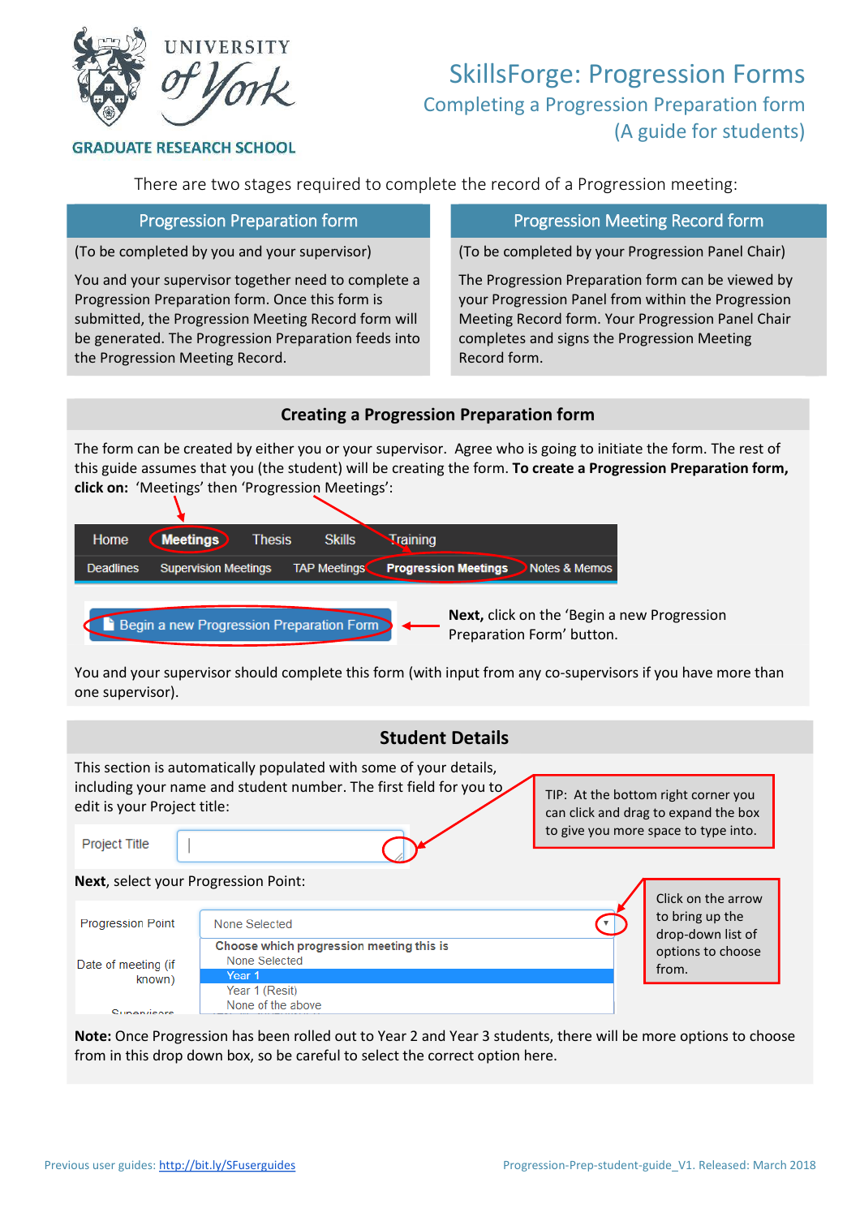UNIVERSITY of York

GRADUATE RESEARCH SCHOOL

# SkillsForge: Progression Forms

## Completing a Progression Preparation form

## (A guide for students)

There are two stages required to complete the record of a Progression meeting:

### Progression Preparation form

(To be completed by you and your supervisor)

You and your supervisor together need to complete a Progression Preparation form. Once this form is submitted, the Progression Meeting Record form will be generated. The Progression Preparation feeds into the Progression Meeting Record.

### Progression Meeting Record form

(To be completed by your Progression Panel Chair)

The Progression Preparation form can be viewed by your Progression Panel from within the Progression Meeting Record form. Your Progression Panel Chair completes and signs the Progression Meeting Record form.

## Creating a Progression Preparation form

The form can be created by either you or your supervisor. Agree who is going to initiate the form. The rest of this guide assumes that you (the student) will be creating the form. **To create a Progression Preparation form, click on:** 'Meetings' then 'Progression Meetings':

Home | Meetings | Thesis | Skills | Training

Deadlines | Supervision Meetings | TAP Meetings | Progression Meetings | Notes & Memos

Begin a new Progression Preparation Form

**Next,** click on the 'Begin a new Progression Preparation Form' button.

You and your supervisor should complete this form (with input from any co-supervisors if you have more than one supervisor).

## Student Details

This section is automatically populated with some of your details, including your name and student number. The first field for you to edit is your Project title:

Project Title

TIP: At the bottom right corner you can click and drag to expand the box to give you more space to type into.

**Next**, select your Progression Point:

Progression Point: None Selected

Choose which progression meeting this is
- None Selected
- Year 1
- Year 1 (Resit)
- None of the above

Date of meeting (if known)

Supervisors

Click on the arrow to bring up the drop-down list of options to choose from.

**Note:** Once Progression has been rolled out to Year 2 and Year 3 students, there will be more options to choose from in this drop down box, so be careful to select the correct option here.

Previous user guides: http://bit.ly/SFuserguides

Progression-Prep-student-guide_V1. Released: March 2018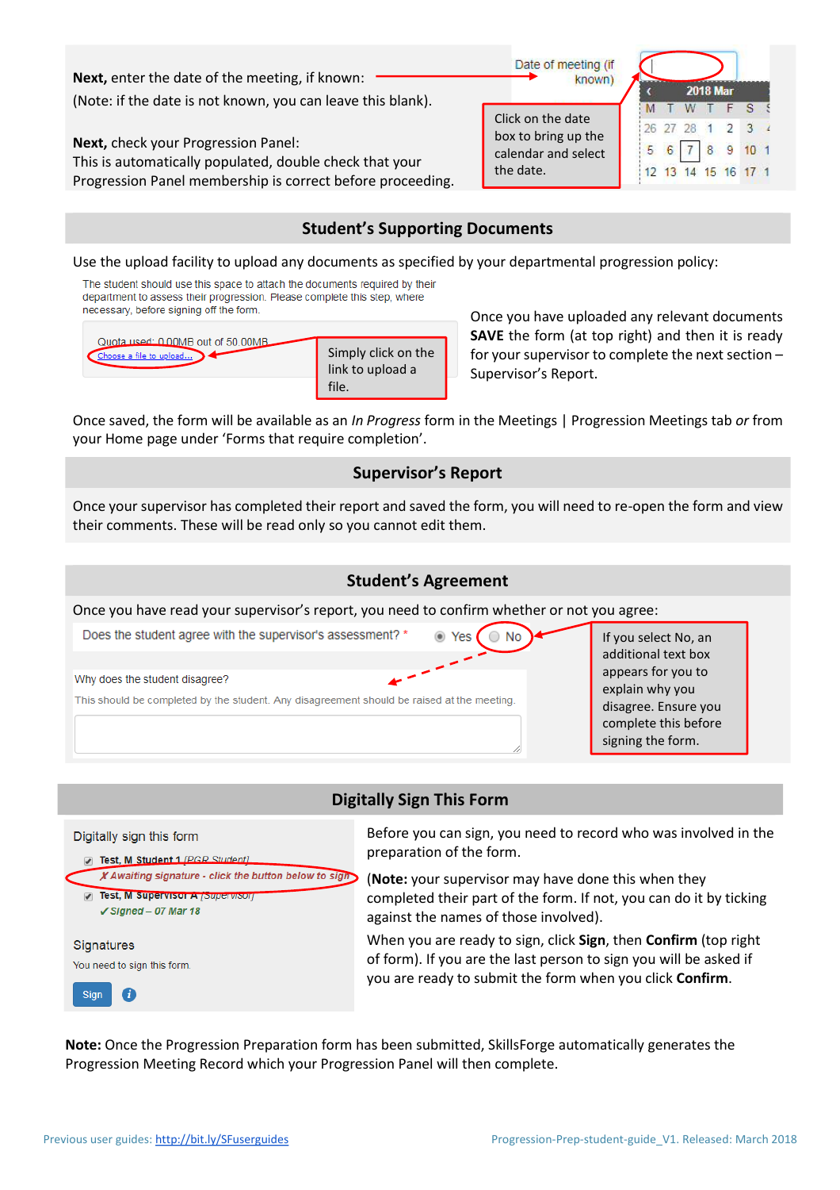**Next,** enter the date of the meeting, if known:

(Note: if the date is not known, you can leave this blank).

**Next,** check your Progression Panel:

This is automatically populated, double check that your Progression Panel membership is correct before proceeding.

Date of meeting (if known)

Click on the date box to bring up the calendar and select the date.

## Student's Supporting Documents

Use the upload facility to upload any documents as specified by your departmental progression policy:

The student should use this space to attach the documents required by their department to assess their progression. Please complete this step, where necessary, before signing off the form.

Quota used: 0.00MB out of 50.00MB

Choose a file to upload...

Simply click on the link to upload a file.

Once you have uploaded any relevant documents **SAVE** the form (at top right) and then it is ready for your supervisor to complete the next section – Supervisor's Report.

Once saved, the form will be available as an *In Progress* form in the Meetings | Progression Meetings tab *or* from your Home page under 'Forms that require completion'.

## Supervisor's Report

Once your supervisor has completed their report and saved the form, you will need to re-open the form and view their comments. These will be read only so you cannot edit them.

## Student's Agreement

Once you have read your supervisor's report, you need to confirm whether or not you agree:

Does the student agree with the supervisor's assessment? * Yes No

Why does the student disagree?

This should be completed by the student. Any disagreement should be raised at the meeting.

If you select No, an additional text box appears for you to explain why you disagree. Ensure you complete this before signing the form.

## Digitally Sign This Form

Digitally sign this form

Test, M Student 1 [PGR Student]

✗ Awaiting signature - click the button below to sign

Test, M Supervisor A [Supervisor]

✓ Signed – 07 Mar 18

Signatures

You need to sign this form.

Sign

Before you can sign, you need to record who was involved in the preparation of the form.

(**Note:** your supervisor may have done this when they completed their part of the form. If not, you can do it by ticking against the names of those involved).

When you are ready to sign, click **Sign**, then **Confirm** (top right of form). If you are the last person to sign you will be asked if you are ready to submit the form when you click **Confirm**.

**Note:** Once the Progression Preparation form has been submitted, SkillsForge automatically generates the Progression Meeting Record which your Progression Panel will then complete.

Previous user guides: http://bit.ly/SFuserguides

Progression-Prep-student-guide_V1. Released: March 2018